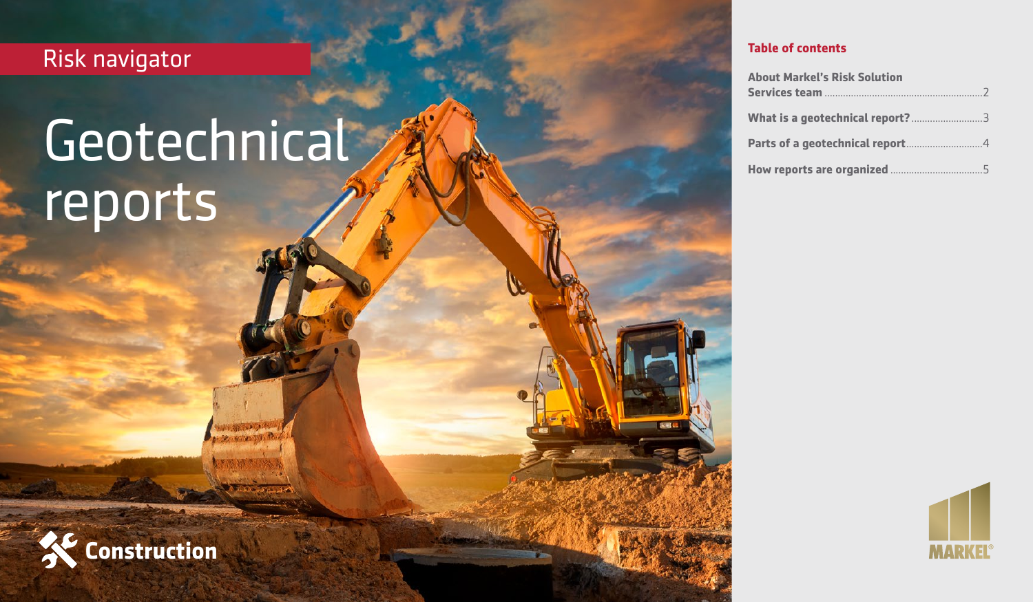Risk navigator

# Geotechnical reports

Construction

## Table of contents

**About Markel's Risk Solution Services team** ......... 2

**What is a geotechnical report?** ......... 3

**Parts of a geotechnical report** ......... 4

**How reports are organized** ......... 5

MARKEL®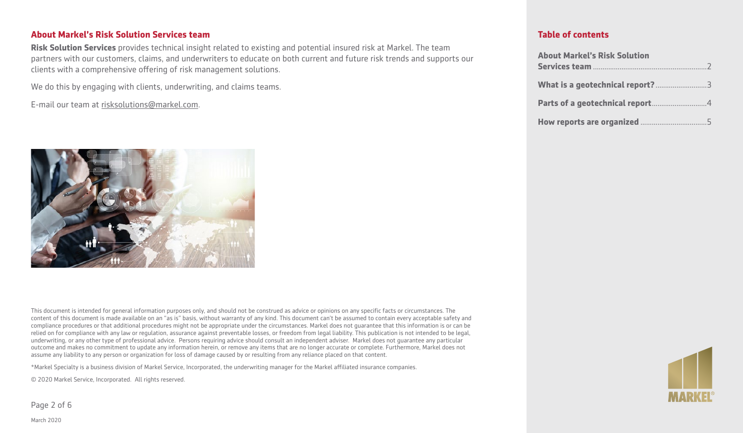## About Markel's Risk Solution Services team

**Risk Solution Services** provides technical insight related to existing and potential insured risk at Markel. The team partners with our customers, claims, and underwriters to educate on both current and future risk trends and supports our clients with a comprehensive offering of risk management solutions.

We do this by engaging with clients, underwriting, and claims teams.

E-mail our team at risksolutions@markel.com.

This document is intended for general information purposes only, and should not be construed as advice or opinions on any specific facts or circumstances. The content of this document is made available on an "as is" basis, without warranty of any kind. This document can't be assumed to contain every acceptable safety and compliance procedures or that additional procedures might not be appropriate under the circumstances. Markel does not guarantee that this information is or can be relied on for compliance with any law or regulation, assurance against preventable losses, or freedom from legal liability. This publication is not intended to be legal, underwriting, or any other type of professional advice. Persons requiring advice should consult an independent adviser. Markel does not guarantee any particular outcome and makes no commitment to update any information herein, or remove any items that are no longer accurate or complete. Furthermore, Markel does not assume any liability to any person or organization for loss of damage caused by or resulting from any reliance placed on that content.

*Markel Specialty is a business division of Markel Service, Incorporated, the underwriting manager for the Markel affiliated insurance companies.

© 2020 Markel Service, Incorporated. All rights reserved.

March 2020

## Table of contents

**About Markel's Risk Solution Services team** .......... 2

**What is a geotechnical report?** .......... 3

**Parts of a geotechnical report** .......... 4

**How reports are organized** .......... 5

MARKEL®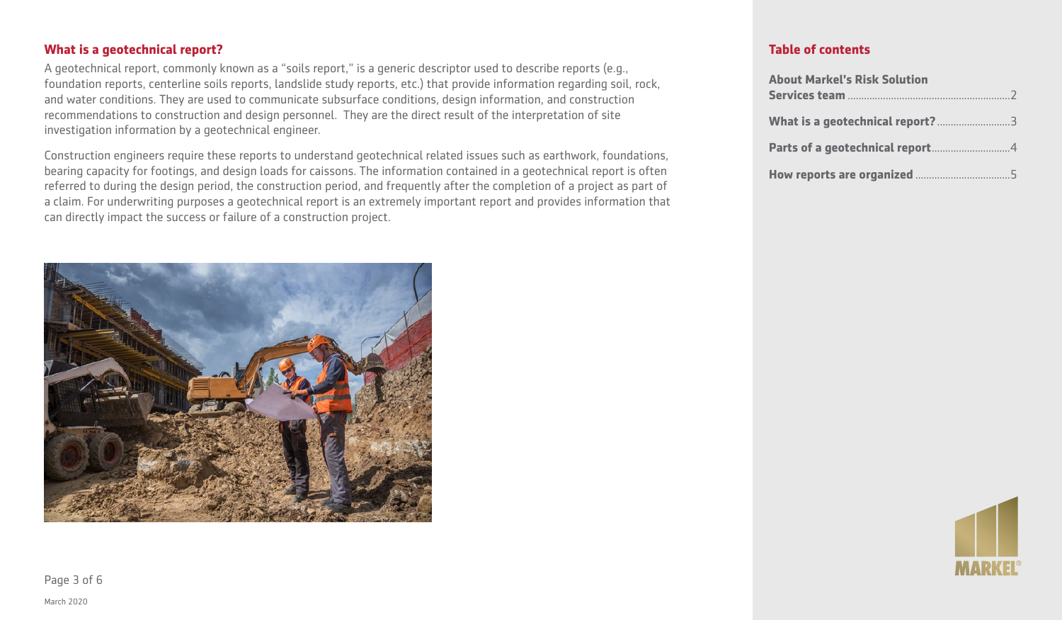## What is a geotechnical report?

A geotechnical report, commonly known as a "soils report," is a generic descriptor used to describe reports (e.g., foundation reports, centerline soils reports, landslide study reports, etc.) that provide information regarding soil, rock, and water conditions. They are used to communicate subsurface conditions, design information, and construction recommendations to construction and design personnel. They are the direct result of the interpretation of site investigation information by a geotechnical engineer.

Construction engineers require these reports to understand geotechnical related issues such as earthwork, foundations, bearing capacity for footings, and design loads for caissons. The information contained in a geotechnical report is often referred to during the design period, the construction period, and frequently after the completion of a project as part of a claim. For underwriting purposes a geotechnical report is an extremely important report and provides information that can directly impact the success or failure of a construction project.

## Table of contents

**About Markel's Risk Solution Services team** ........................................ 2

**What is a geotechnical report?** ........................................ 3

**Parts of a geotechnical report** ........................................ 4

**How reports are organized** ........................................ 5

March 2020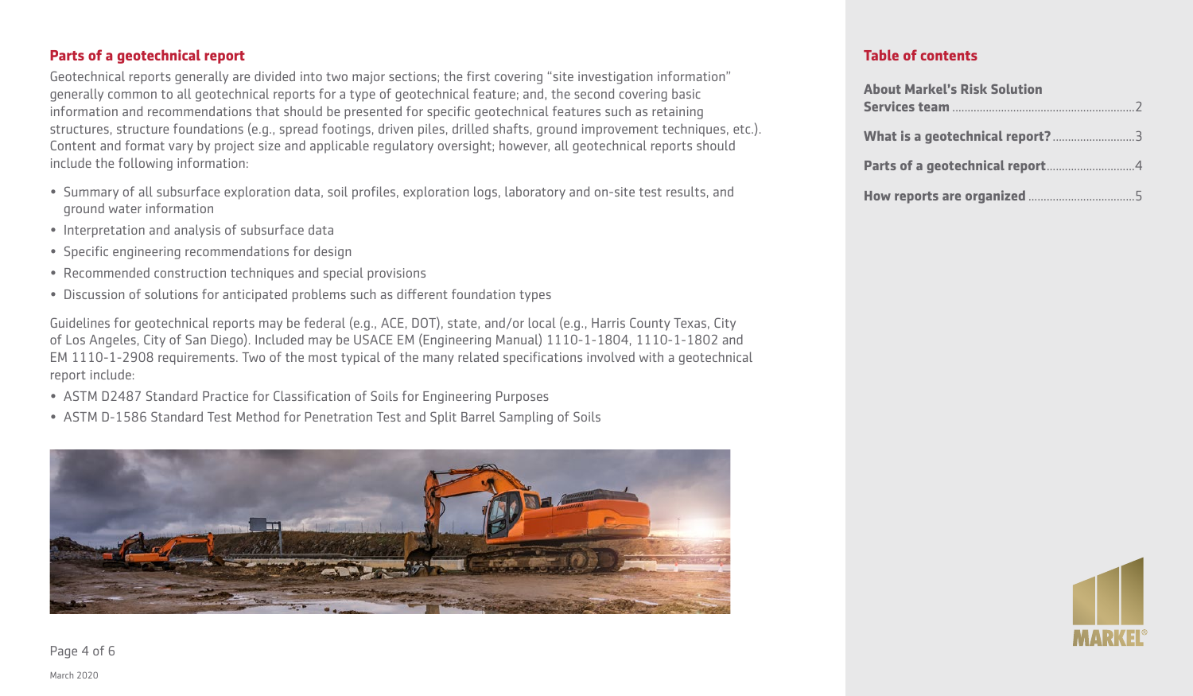## Parts of a geotechnical report

Geotechnical reports generally are divided into two major sections; the first covering "site investigation information" generally common to all geotechnical reports for a type of geotechnical feature; and, the second covering basic information and recommendations that should be presented for specific geotechnical features such as retaining structures, structure foundations (e.g., spread footings, driven piles, drilled shafts, ground improvement techniques, etc.). Content and format vary by project size and applicable regulatory oversight; however, all geotechnical reports should include the following information:

- Summary of all subsurface exploration data, soil profiles, exploration logs, laboratory and on-site test results, and ground water information
- Interpretation and analysis of subsurface data
- Specific engineering recommendations for design
- Recommended construction techniques and special provisions
- Discussion of solutions for anticipated problems such as different foundation types

Guidelines for geotechnical reports may be federal (e.g., ACE, DOT), state, and/or local (e.g., Harris County Texas, City of Los Angeles, City of San Diego). Included may be USACE EM (Engineering Manual) 1110-1-1804, 1110-1-1802 and EM 1110-1-2908 requirements. Two of the most typical of the many related specifications involved with a geotechnical report include:

- ASTM D2487 Standard Practice for Classification of Soils for Engineering Purposes
- ASTM D-1586 Standard Test Method for Penetration Test and Split Barrel Sampling of Soils

March 2020

## Table of contents

**About Markel's Risk Solution Services team** .......... 2

**What is a geotechnical report?** .......... 3

**Parts of a geotechnical report** .......... 4

**How reports are organized** .......... 5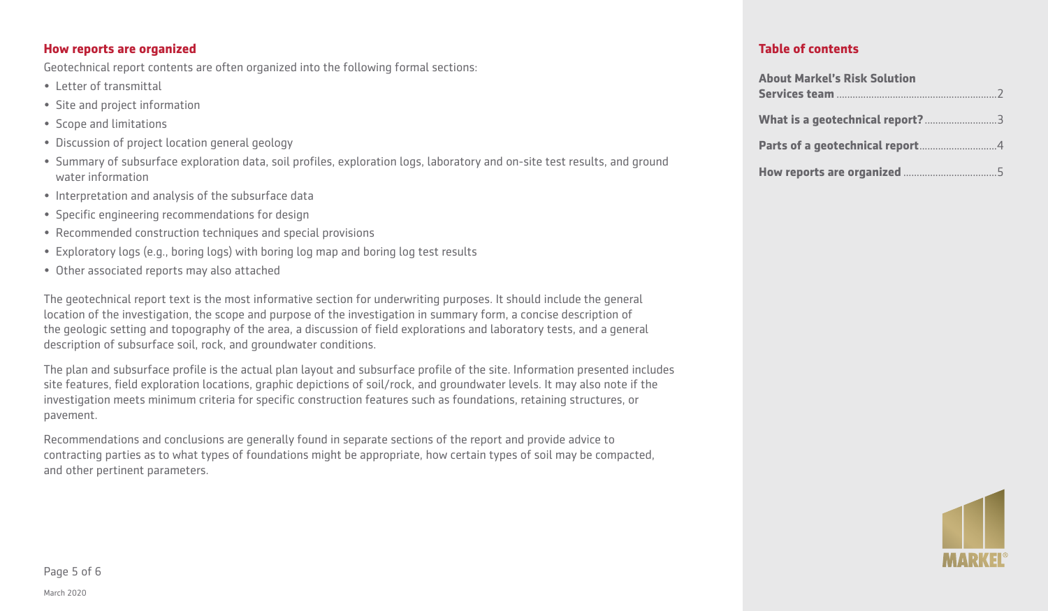## How reports are organized

Geotechnical report contents are often organized into the following formal sections:

- Letter of transmittal
- Site and project information
- Scope and limitations
- Discussion of project location general geology
- Summary of subsurface exploration data, soil profiles, exploration logs, laboratory and on-site test results, and ground water information
- Interpretation and analysis of the subsurface data
- Specific engineering recommendations for design
- Recommended construction techniques and special provisions
- Exploratory logs (e.g., boring logs) with boring log map and boring log test results
- Other associated reports may also attached

The geotechnical report text is the most informative section for underwriting purposes. It should include the general location of the investigation, the scope and purpose of the investigation in summary form, a concise description of the geologic setting and topography of the area, a discussion of field explorations and laboratory tests, and a general description of subsurface soil, rock, and groundwater conditions.

The plan and subsurface profile is the actual plan layout and subsurface profile of the site. Information presented includes site features, field exploration locations, graphic depictions of soil/rock, and groundwater levels. It may also note if the investigation meets minimum criteria for specific construction features such as foundations, retaining structures, or pavement.

Recommendations and conclusions are generally found in separate sections of the report and provide advice to contracting parties as to what types of foundations might be appropriate, how certain types of soil may be compacted, and other pertinent parameters.

March 2020

## Table of contents

**About Markel's Risk Solution Services team** .......... 2

**What is a geotechnical report?** .......... 3

**Parts of a geotechnical report** .......... 4

**How reports are organized** .......... 5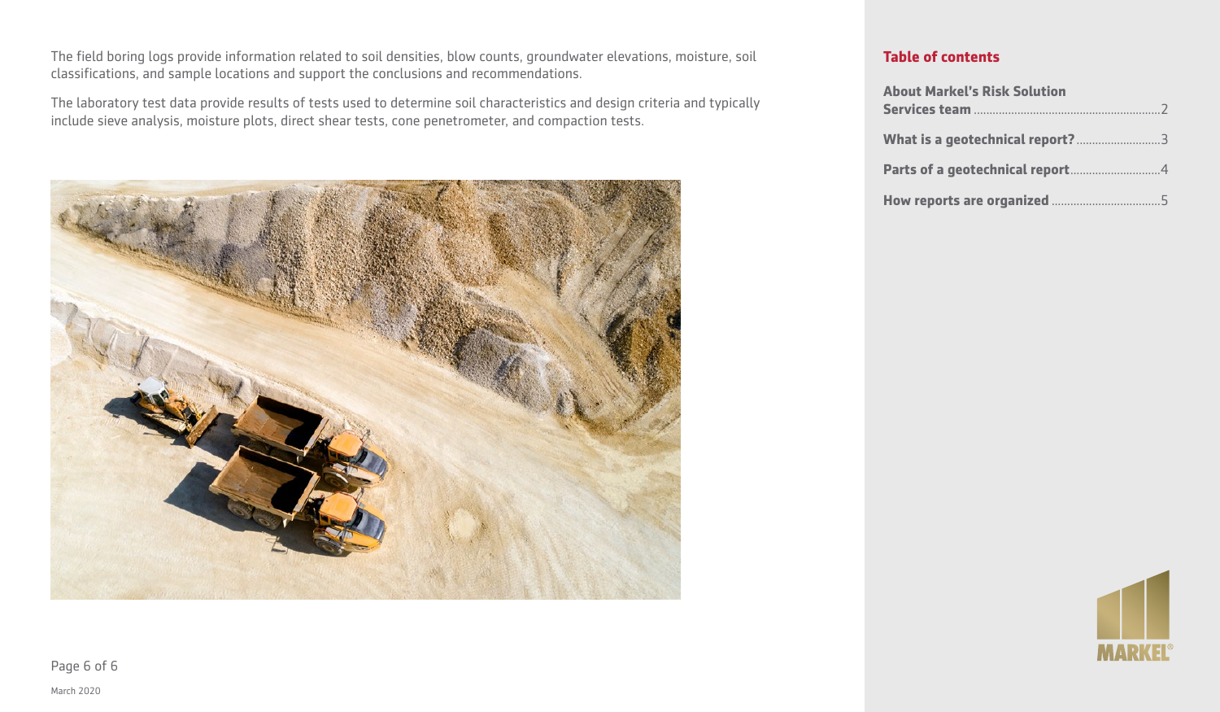The field boring logs provide information related to soil densities, blow counts, groundwater elevations, moisture, soil classifications, and sample locations and support the conclusions and recommendations.

The laboratory test data provide results of tests used to determine soil characteristics and design criteria and typically include sieve analysis, moisture plots, direct shear tests, cone penetrometer, and compaction tests.

March 2020

## Table of contents

**About Markel's Risk Solution Services team** ..........2

**What is a geotechnical report?** ..........3

**Parts of a geotechnical report** ..........4

**How reports are organized** ..........5